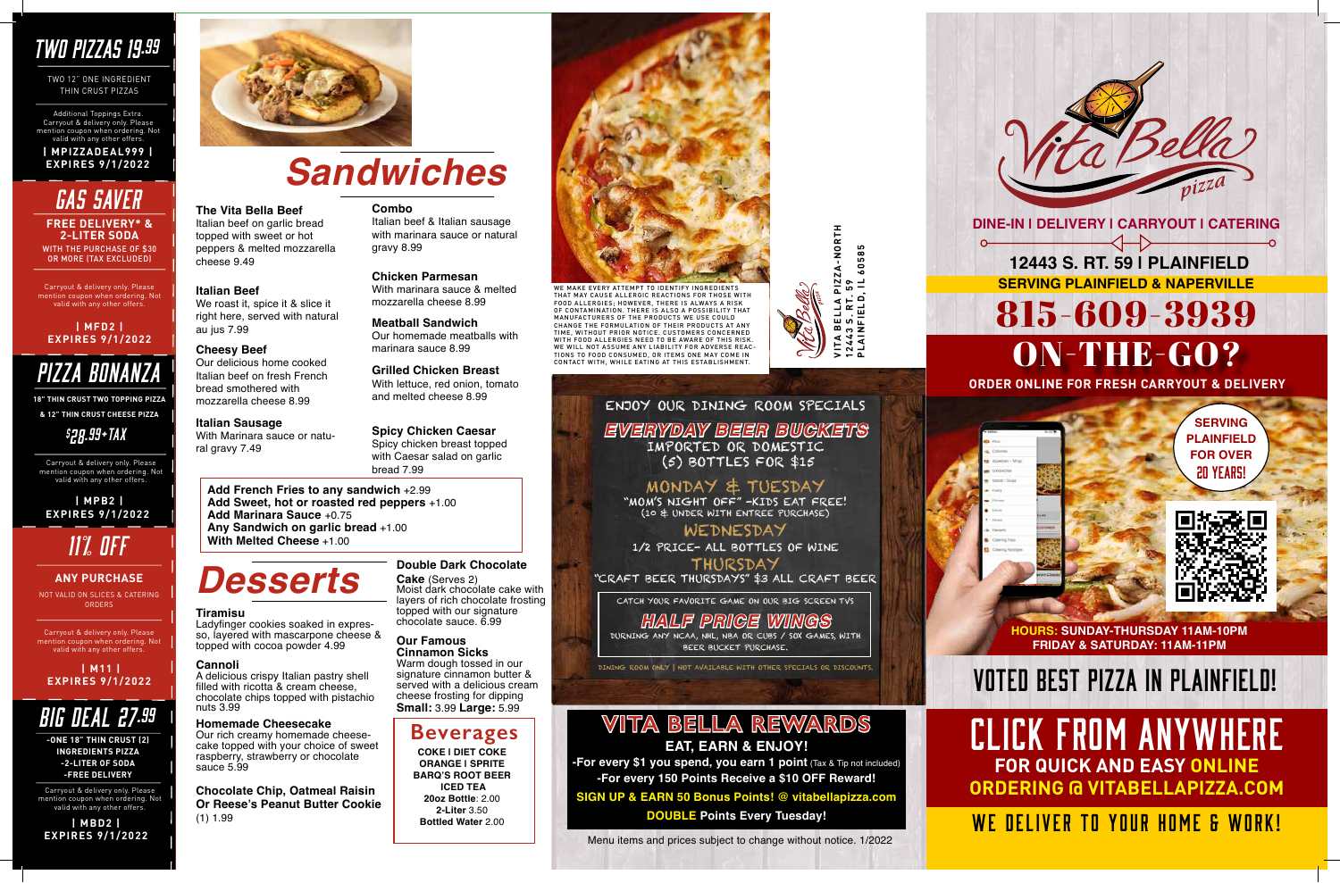## TWO PIZZAS 19.99

TWO 12" ONE INGREDIENT THIN CRUST PIZZAS

Additional Toppings Extra. Carryout & delivery only. Please mention coupon when ordering. Not valid with any other offers.

**| MPIZZADEAL999 |**
**EXPIRES 9/1/2022**

## GAS SAVER

**FREE DELIVERY* & 2-LITER SODA**

WITH THE PURCHASE OF $30 OR MORE (TAX EXCLUDED)

Carryout & delivery only. Please mention coupon when ordering. Not valid with any other offers.

**| MFD2 |**
**EXPIRES 9/1/2022**

## PIZZA BONANZA

**18" THIN CRUST TWO TOPPING PIZZA & 12" THIN CRUST CHEESE PIZZA**

**$28.99+TAX**

Carryout & delivery only. Please mention coupon when ordering. Not valid with any other offers.

**| MPB2 |**
**EXPIRES 9/1/2022**

## 11% OFF

**ANY PURCHASE**

NOT VALID ON SLICES & CATERING ORDERS

Carryout & delivery only. Please mention coupon when ordering. Not valid with any other offers.

**| M11 |**
**EXPIRES 9/1/2022**

## BIG DEAL 27.99

- ONE 18" THIN CRUST (2) INGREDIENTS PIZZA
- 2-LITER OF SODA
- FREE DELIVERY

Carryout & delivery only. Please mention coupon when ordering. Not valid with any other offers.

**| MBD2 |**
**EXPIRES 9/1/2022**

# Sandwiches

**The Vita Bella Beef**
Italian beef on garlic bread topped with sweet or hot peppers & melted mozzarella cheese 9.49

**Italian Beef**
We roast it, spice it & slice it right here, served with natural au jus 7.99

**Cheesy Beef**
Our delicious home cooked Italian beef on fresh French bread smothered with mozzarella cheese 8.99

**Italian Sausage**
With Marinara sauce or natural gravy 7.49

**Combo**
Italian beef & Italian sausage with marinara sauce or natural gravy 8.99

**Chicken Parmesan**
With marinara sauce & melted mozzarella cheese 8.99

**Meatball Sandwich**
Our homemade meatballs with marinara sauce 8.99

**Grilled Chicken Breast**
With lettuce, red onion, tomato and melted cheese 8.99

**Spicy Chicken Caesar**
Spicy chicken breast topped with Caesar salad on garlic bread 7.99

**Add French Fries to any sandwich** +2.99
**Add Sweet, hot or roasted red peppers** +1.00
**Add Marinara Sauce** +0.75
**Any Sandwich on garlic bread** +1.00
**With Melted Cheese** +1.00

# Desserts

**Tiramisu**
Ladyfinger cookies soaked in espresso, layered with mascarpone cheese & topped with cocoa powder 4.99

**Cannoli**
A delicious crispy Italian pastry shell filled with ricotta & cream cheese, chocolate chips topped with pistachio nuts 3.99

**Homemade Cheesecake**
Our rich creamy homemade cheesecake topped with your choice of sweet raspberry, strawberry or chocolate sauce 5.99

**Chocolate Chip, Oatmeal Raisin Or Reese's Peanut Butter Cookie**
(1) 1.99

**Double Dark Chocolate Cake** (Serves 2)
Moist dark chocolate cake with layers of rich chocolate frosting topped with our signature chocolate sauce. 6.99

**Our Famous Cinnamon Sicks**
Warm dough tossed in our signature cinnamon butter & served with a delicious cream cheese frosting for dipping
**Small:** 3.99 **Large:** 5.99

## Beverages

**COKE I DIET COKE**
**ORANGE I SPRITE**
**BARQ'S ROOT BEER**
**ICED TEA**
**20oz Bottle:** 2.00
**2-Liter** 3.50
**Bottled Water** 2.00

WE MAKE EVERY ATTEMPT TO IDENTIFY INGREDIENTS THAT MAY CAUSE ALLERGIC REACTIONS FOR THOSE WITH FOOD ALLERGIES; HOWEVER, THERE IS ALWAYS A RISK OF CONTAMINATION. THERE IS ALSO A POSSIBILITY THAT MANUFACTURERS OF THE PRODUCTS WE USE COULD CHANGE THE FORMULATION OF THEIR PRODUCTS AT ANY TIME, WITHOUT PRIOR NOTICE. CUSTOMERS CONCERNED WITH FOOD ALLERGIES NEED TO BE AWARE OF THIS RISK. WE WILL NOT ASSUME ANY LIABILITY FOR ADVERSE REACTIONS TO FOOD CONSUMED, OR ITEMS ONE MAY COME IN CONTACT WITH, WHILE EATING AT THIS ESTABLISHMENT.

VITA BELLA PIZZA-NORTH
12443 S. RT. 59
PLAINFIELD, IL 60585

## ENJOY OUR DINING ROOM SPECIALS

**EVERYDAY BEER BUCKETS**
IMPORTED OR DOMESTIC
(5) BOTTLES FOR $15

**MONDAY & TUESDAY**
"MOM'S NIGHT OFF" -KIDS EAT FREE!
(10 & UNDER WITH ENTREE PURCHASE)

**WEDNESDAY**
1/2 PRICE- ALL BOTTLES OF WINE

**THURSDAY**
"CRAFT BEER THURSDAYS" $3 ALL CRAFT BEER

CATCH YOUR FAVORITE GAME ON OUR BIG SCREEN TVS

**HALF PRICE WINGS**
DURNING ANY NCAA, NHL, NBA OR CUBS / SOX GAMES, WITH BEER BUCKET PURCHASE.

DINING ROOM ONLY | NOT AVAILABLE WITH OTHER SPECIALS OR DISCOUNTS.

## VITA BELLA REWARDS

**EAT, EARN & ENJOY!**

**-For every $1 you spend, you earn 1 point** (Tax & Tip not included)
**-For every 150 Points Receive a $10 OFF Reward!**
**SIGN UP & EARN 50 Bonus Points! @ vitabellapizza.com**
**DOUBLE Points Every Tuesday!**

Menu items and prices subject to change without notice. 1/2022

# Vita Bella pizza

**DINE-IN I DELIVERY I CARRYOUT I CATERING**

**12443 S. RT. 59 I PLAINFIELD**
**SERVING PLAINFIELD & NAPERVILLE**

# 815-609-3939

## ON-THE-GO?

**ORDER ONLINE FOR FRESH CARRYOUT & DELIVERY**

**SERVING PLAINFIELD FOR OVER 20 YEARS!**

**HOURS: SUNDAY-THURSDAY 11AM-10PM**
**FRIDAY & SATURDAY: 11AM-11PM**

## VOTED BEST PIZZA IN PLAINFIELD!

## CLICK FROM ANYWHERE

**FOR QUICK AND EASY ONLINE ORDERING @ VITABELLAPIZZA.COM**

## WE DELIVER TO YOUR HOME & WORK!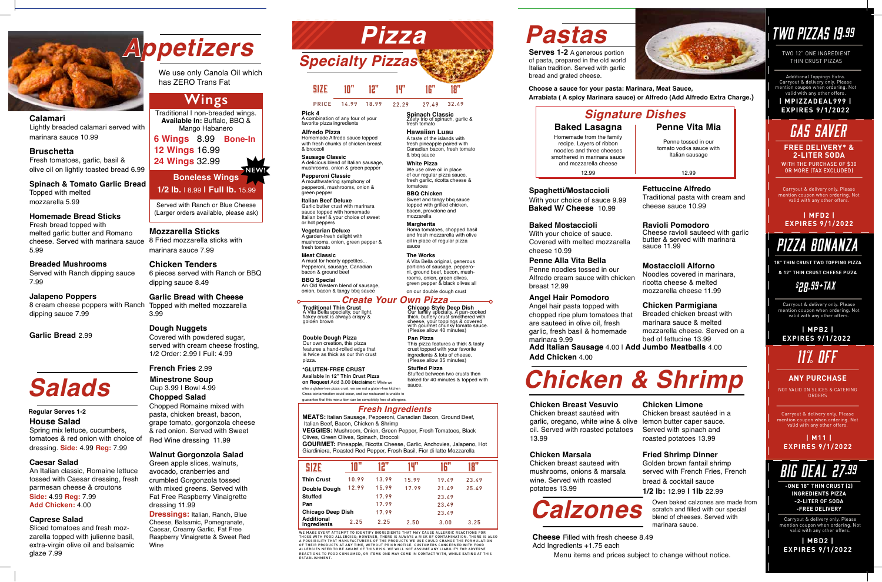# Appetizers

We use only Canola Oil which has ZERO Trans Fat

**Calamari**
Lightly breaded calamari served with marinara sauce 10.99

**Bruschetta**
Fresh tomatoes, garlic, basil & olive oil on lightly toasted bread 6.99

**Spinach & Tomato Garlic Bread**
Topped with melted mozzarella 5.99

**Homemade Bread Sticks**
Fresh bread topped with melted garlic butter and Romano cheese. Served with marinara sauce 5.99

**Breaded Mushrooms**
Served with Ranch dipping sauce 7.99

**Jalapeno Poppers**
8 cream cheese poppers with Ranch dipping sauce 7.99

**Garlic Bread** 2.99

## Wings

Traditional | non-breaded wings. **Available In:** Buffalo, BBQ & Mango Habanero

**6 Wings** 8.99 **Bone-In**
**12 Wings** 16.99
**24 Wings** 32.99

NEW!

**Boneless Wings**
**1/2 lb.** | 8.99 | **Full lb.** 15.99

Served with Ranch or Blue Cheese (Larger orders available, please ask)

**Mozzarella Sticks**
8 Fried mozzarella sticks with marinara sauce 7.99

**Chicken Tenders**
6 pieces served with Ranch or BBQ dipping sauce 8.49

**Garlic Bread with Cheese**
Topped with melted mozzarella 3.99

**Dough Nuggets**
Covered with powdered sugar, served with cream cheese frosting, 1/2 Order: 2.99 | Full: 4.99

**French Fries** 2.99

# Salads

**Regular Serves 1-2**

**House Salad**
Spring mix lettuce, cucumbers, tomatoes & red onion with choice of dressing. **Side:** 4.99 **Reg:** 7.99

**Caesar Salad**
An Italian classic, Romaine lettuce tossed with Caesar dressing, fresh parmesan cheese & croutons
**Side:** 4.99 **Reg:** 7.99
**Add Chicken:** 4.00

**Caprese Salad**
Sliced tomatoes and fresh mozzarella topped with julienne basil, extra-virgin olive oil and balsamic glaze 7.99

**Minestrone Soup**
Cup 3.99 | Bowl 4.99

**Chopped Salad**
Chopped Romaine mixed with pasta, chicken breast, bacon, grape tomato, gorgonzola cheese & red onion. Served with Sweet Red Wine dressing 11.99

**Walnut Gorgonzola Salad**
Green apple slices, walnuts, avocado, cranberries and crumbled Gorgonzola tossed with mixed greens. Served with Fat Free Raspberry Vinaigrette dressing 11.99

**Dressings:** Italian, Ranch, Blue Cheese, Balsamic, Pomegranate, Caesar, Creamy Garlic, Fat Free Raspberry Vinaigrette & Sweet Red Wine

# Pizza

## Specialty Pizzas

| SIZE | 10" | 12" | 14" | 16" | 18" |
|---|---|---|---|---|---|
| PRICE | 14.99 | 18.99 | 22.29 | 27.49 | 32.49 |

**Pick 4**
A combination of any four of your favorite pizza ingredients

**Alfredo Pizza**
Homemade Alfredo sauce topped with fresh chunks of chicken breast & broccoli

**Sausage Classic**
A delicious blend of Italian sausage, mushrooms, onion & green pepper

**Pepperoni Classic**
A mouthwatering symphony of pepperoni, mozzarella, onion & green pepper

**Italian Beef Deluxe**
Garlic butter crust with marinara sauce topped with homemade Italian beef & your choice of sweet or hot peppers

**Vegetarian Deluxe**
A garden-fresh delight with mushrooms, onion, green pepper & fresh tomato

**Meat Classic**
A must for hearty appetites... Pepperoni, sausage, Canadian bacon & ground beef

**BBQ Special**
An Old Western blend of sausage, onion, bacon & tangy bbq sauce

**Spinach Classic**
Zesty trio of spinach, garlic & fresh tomato

**Hawaiian Luau**
A taste of the islands with fresh pineapple paired with Canadian bacon, fresh tomato & bbq sauce

**White Pizza**
We use olive oil in place of our regular pizza sauce, fresh garlic, ricotta cheese & tomatoes

**BBQ Chicken**
Sweet and tangy bbq sauce topped with grilled chicken, bacon, provolone and mozzarella

**Margherita**
Roma tomatoes, chopped basil and fresh mozzarella with olive oil in place of regular pizza sauce

**The Works**
A Vita Bella original, generous portions of sausage, pepperoni, ground beef, bacon, mushrooms, onion, green olives, green pepper & black olives all on our double dough crust

## Create Your Own Pizza

**Traditional Thin Crust**
A Vita Bella specialty, our light, flakey crust is always crispy & golden brown

**Double Dough Pizza**
Our own creation, this pizza features a hand-rolled edge that is twice as thick as our thin crust pizza.

***GLUTEN-FREE CRUST**
**Available in 12" Thin Crust Pizza on Request** Add 3.00 **Disclaimer:** While we offer a gluten-free pizza crust, we are not a gluten-free kitchen. Cross-contamination could occur, and our restaurant is unable to guarantee that this menu item can be completely free of allergens.

**Chicago Style Deep Dish**
Our family specialty. A pan-cooked thick, buttery crust smothered with cheese, your toppings & covered with gourmet chunky tomato sauce. (Please allow 40 minutes)

**Pan Pizza**
This pizza features a thick & tasty crust topped with your favorite ingredients & lots of cheese. (Please allow 35 minutes)

**Stuffed Pizza**
Stuffed between two crusts then baked for 40 minutes & topped with sauce.

## Fresh Ingredients

**MEATS:** Italian Sausage, Pepperoni, Canadian Bacon, Ground Beef, Italian Beef, Bacon, Chicken & Shrimp
**VEGGIES:** Mushroom, Onion, Green Pepper, Fresh Tomatoes, Black Olives, Green Olives, Spinach, Broccoli
**GOURMET:** Pineapple, Ricotta Cheese, Garlic, Anchovies, Jalapeno, Hot Giardiniera, Roasted Red Pepper, Fresh Basil, Fior di latte Mozzarella

| SIZE | 10" | 12" | 14" | 16" | 18" |
|---|---|---|---|---|---|
| Thin Crust | 10.99 | 13.99 | 15.99 | 19.49 | 23.49 |
| Double Dough | 12.99 | 15.99 | 17.99 | 21.49 | 25.49 |
| Stuffed | | 17.99 | | 23.49 | |
| Pan | | 17.99 | | 23.49 | |
| Chicago Deep Dish | | 17.99 | | 23.49 | |
| Additional Ingredients | 2.25 | 2.25 | 2.50 | 3.00 | 3.25 |

WE MAKE EVERY ATTEMPT TO IDENTIFY INGREDIENTS THAT MAY CAUSE ALLERGIC REACTIONS FOR THOSE WITH FOOD ALLERGIES; HOWEVER, THERE IS ALWAYS A RISK OF CONTAMINATION. THERE IS ALSO A POSSIBILITY THAT MANUFACTURERS OF THE PRODUCTS WE USE COULD CHANGE THE FORMULATION OF THEIR PRODUCTS AT ANY TIME, WITHOUT PRIOR NOTICE. CUSTOMERS CONCERNED WITH FOOD ALLERGIES NEED TO BE AWARE OF THIS RISK. WE WILL NOT ASSUME ANY LIABILITY FOR ADVERSE REACTIONS TO FOOD CONSUMED, OR ITEMS ONE MAY COME IN CONTACT WITH, WHILE EATING AT THIS ESTABLISHMENT.

# Pastas

**Serves 1-2** A generous portion of pasta, prepared in the old world Italian tradition. Served with garlic bread and grated cheese.

**Choose a sauce for your pasta: Marinara, Meat Sauce, Arrabiata ( A spicy Marinara sauce) or Alfredo (Add Alfredo Extra Charge.)**

## Signature Dishes

**Baked Lasagna**
Homemade from the family recipe. Layers of ribbon noodles and three cheeses smothered in marinara sauce and mozzarella cheese
12.99

**Penne Vita Mia**
Penne tossed in our tomato vodka sauce with Italian sausage
12.99

**Spaghetti/Mostaccioli**
With your choice of sauce 9.99
**Baked W/ Cheese** 10.99

**Baked Mostaccioli**
With your choice of sauce. Covered with melted mozzarella cheese 10.99

**Penne Alla Vita Bella**
Penne noodles tossed in our Alfredo cream sauce with chicken breast 12.99

**Angel Hair Pomodoro**
Angel hair pasta topped with chopped ripe plum tomatoes that are sauteed in olive oil, fresh garlic, fresh basil & homemade marinara 9.99

**Fettuccine Alfredo**
Traditional pasta with cream and cheese sauce 10.99

**Ravioli Pomodoro**
Cheese ravioli sauteed with garlic butter & served with marinara sauce 11.99

**Mostaccioli Alforno**
Noodles covered in marinara, ricotta cheese & melted mozzarella cheese 11.99

**Chicken Parmigiana**
Breaded chicken breast with marinara sauce & melted mozzarella cheese. Served on a bed of fettucine 13.99

**Add Italian Sausage** 4.00 | **Add Jumbo Meatballs** 4.00
**Add Chicken** 4.00

# Chicken & Shrimp

**Chicken Breast Vesuvio**
Chicken breast sautéed with garlic, oregano, white wine & olive oil. Served with roasted potatoes 13.99

**Chicken Marsala**
Chicken breast sauteed with mushrooms, onions & marsala wine. Served with roasted potatoes 13.99

**Chicken Limone**
Chicken breast sautéed in a lemon butter caper sauce. Served with spinach and roasted potatoes 13.99

**Fried Shrimp Dinner**
Golden brown fantail shrimp served with French Fries, French bread & cocktail sauce
**1/2 lb:** 12.99 | **1lb** 22.99

# Calzones

Oven baked calzones are made from scratch and filled with our special blend of cheeses. Served with marinara sauce.

**Cheese** Filled with fresh cheese 8.49
Add Ingredients +1.75 each

Menu items and prices subject to change without notice.

## TWO PIZZAS 19.99

TWO 12" ONE INGREDIENT THIN CRUST PIZZAS

Additional Toppings Extra. Carryout & delivery only. Please mention coupon when ordering. Not valid with any other offers.

**| MPIZZADEAL999 |**
**EXPIRES 9/1/2022**

## GAS SAVER

**FREE DELIVERY* & 2-LITER SODA**
**WITH THE PURCHASE OF $30 OR MORE (TAX EXCLUDED)**

Carryout & delivery only. Please mention coupon when ordering. Not valid with any other offers.

**| MFD2 |**
**EXPIRES 9/1/2022**

## PIZZA BONANZA

**18" THIN CRUST TWO TOPPING PIZZA & 12" THIN CRUST CHEESE PIZZA**

**$28.99+TAX**

Carryout & delivery only. Please mention coupon when ordering. Not valid with any other offers.

**| MPB2 |**
**EXPIRES 9/1/2022**

## 11% OFF

**ANY PURCHASE**

NOT VALID ON SLICES & CATERING ORDERS

Carryout & delivery only. Please mention coupon when ordering. Not valid with any other offers.

**| M11 |**
**EXPIRES 9/1/2022**

## BIG DEAL 27.99

**-ONE 18" THIN CRUST (2) INGREDIENTS PIZZA**
**-2-LITER OF SODA**
**-FREE DELIVERY**

Carryout & delivery only. Please mention coupon when ordering. Not valid with any other offers.

**| MBD2 |**
**EXPIRES 9/1/2022**